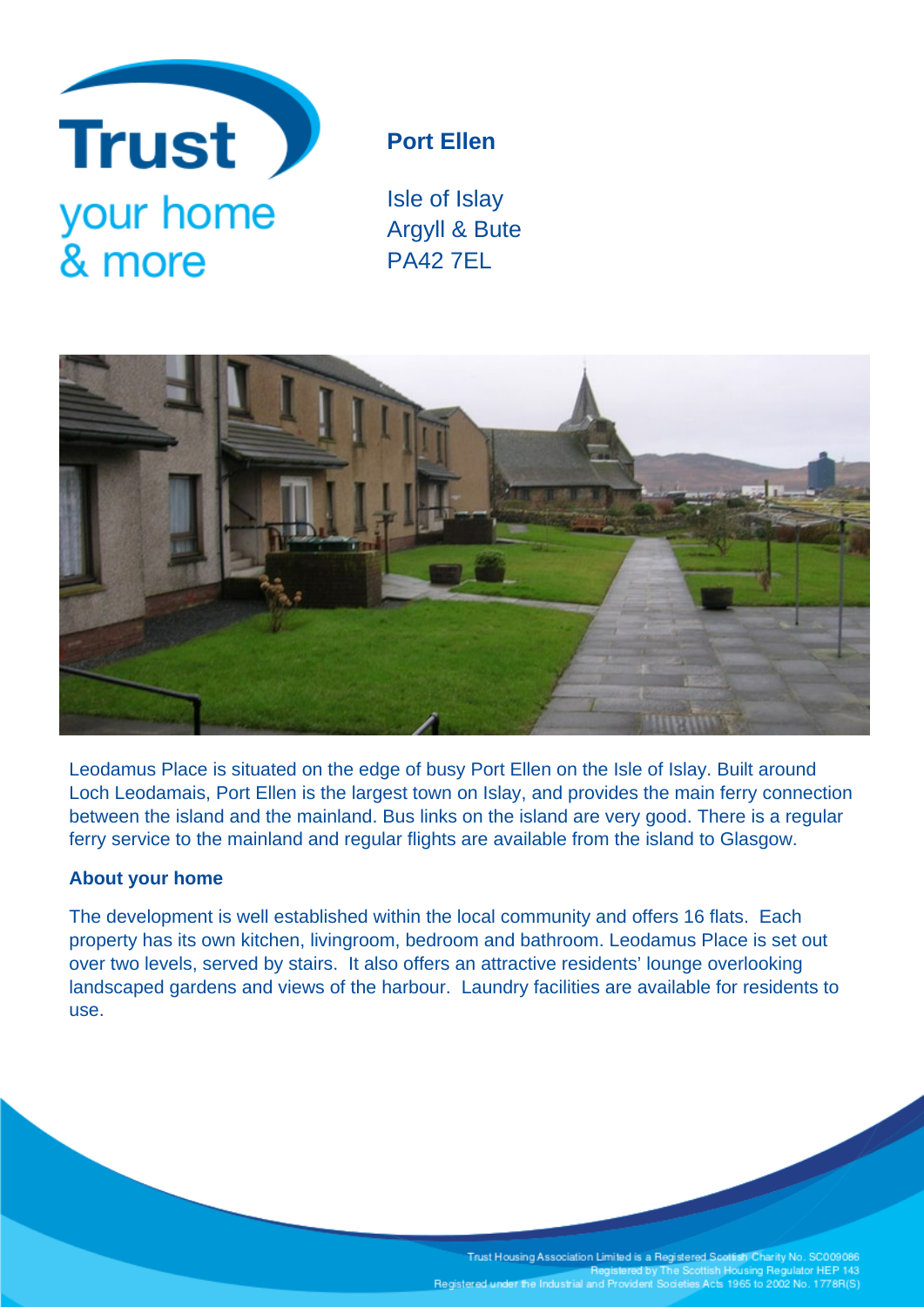Trust
your home
& more

# Port Ellen

Isle of Islay
Argyll & Bute
PA42 7EL

Leodamus Place is situated on the edge of busy Port Ellen on the Isle of Islay. Built around Loch Leodamais, Port Ellen is the largest town on Islay, and provides the main ferry connection between the island and the mainland. Bus links on the island are very good. There is a regular ferry service to the mainland and regular flights are available from the island to Glasgow.

## About your home

The development is well established within the local community and offers 16 flats. Each property has its own kitchen, livingroom, bedroom and bathroom. Leodamus Place is set out over two levels, served by stairs. It also offers an attractive residents' lounge overlooking landscaped gardens and views of the harbour. Laundry facilities are available for residents to use.

Trust Housing Association Limited is a Registered Scottish Charity No. SC009086
Registered by The Scottish Housing Regulator HEP 143
Registered under the Industrial and Provident Societies Acts 1965 to 2002 No. 1778R(S)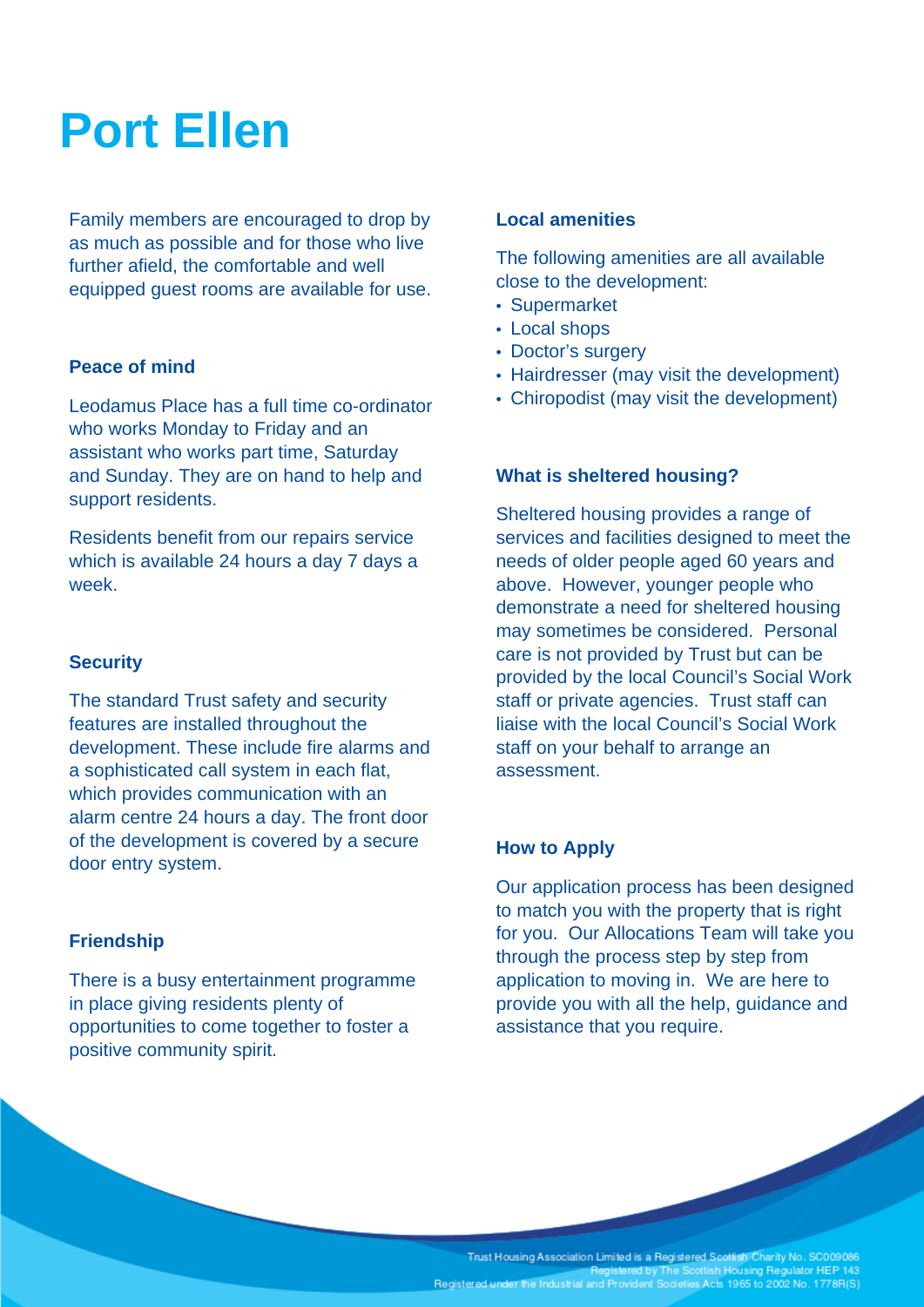# Port Ellen

Family members are encouraged to drop by as much as possible and for those who live further afield, the comfortable and well equipped guest rooms are available for use.

### Peace of mind

Leodamus Place has a full time co-ordinator who works Monday to Friday and an assistant who works part time, Saturday and Sunday. They are on hand to help and support residents.

Residents benefit from our repairs service which is available 24 hours a day 7 days a week.

### Security

The standard Trust safety and security features are installed throughout the development. These include fire alarms and a sophisticated call system in each flat, which provides communication with an alarm centre 24 hours a day. The front door of the development is covered by a secure door entry system.

### Friendship

There is a busy entertainment programme in place giving residents plenty of opportunities to come together to foster a positive community spirit.

### Local amenities

The following amenities are all available close to the development:

- Supermarket
- Local shops
- Doctor's surgery
- Hairdresser (may visit the development)
- Chiropodist (may visit the development)

### What is sheltered housing?

Sheltered housing provides a range of services and facilities designed to meet the needs of older people aged 60 years and above. However, younger people who demonstrate a need for sheltered housing may sometimes be considered. Personal care is not provided by Trust but can be provided by the local Council's Social Work staff or private agencies. Trust staff can liaise with the local Council's Social Work staff on your behalf to arrange an assessment.

### How to Apply

Our application process has been designed to match you with the property that is right for you. Our Allocations Team will take you through the process step by step from application to moving in. We are here to provide you with all the help, guidance and assistance that you require.

Trust Housing Association Limited is a Registered Scottish Charity No. SC009086
Registered by The Scottish Housing Regulator HEP 143
Registered under the Industrial and Provident Societies Acts 1965 to 2002 No. 1778R(S)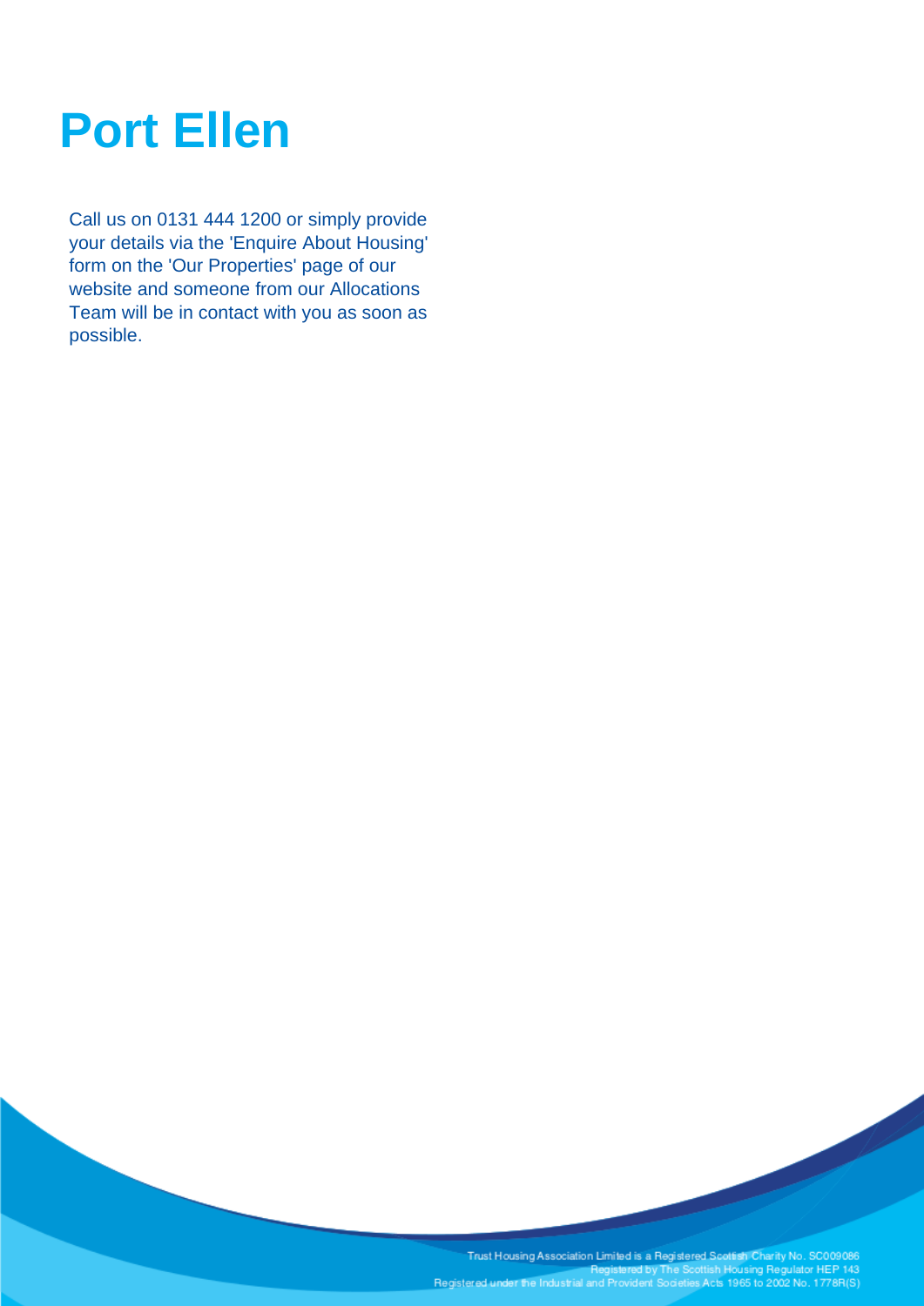# Port Ellen

Call us on 0131 444 1200 or simply provide your details via the 'Enquire About Housing' form on the 'Our Properties' page of our website and someone from our Allocations Team will be in contact with you as soon as possible.

Trust Housing Association Limited is a Registered Scottish Charity No. SC009086
Registered by The Scottish Housing Regulator HEP 143
Registered under the Industrial and Provident Societies Acts 1965 to 2002 No. 1778R(S)